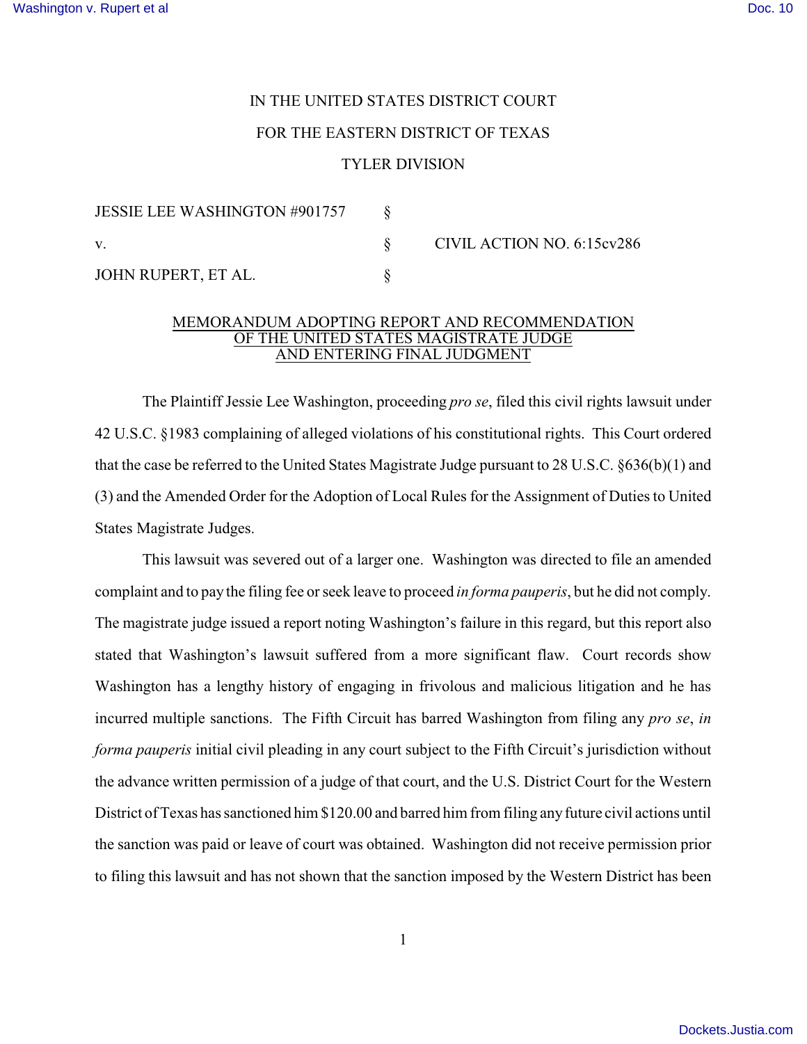IN THE UNITED STATES DISTRICT COURT

FOR THE EASTERN DISTRICT OF TEXAS

TYLER DIVISION

| | | |
|---|---|---|
| JESSIE LEE WASHINGTON #901757 | § | |
| v. | § | CIVIL ACTION NO. 6:15cv286 |
| JOHN RUPERT, ET AL. | § | |

MEMORANDUM ADOPTING REPORT AND RECOMMENDATION
OF THE UNITED STATES MAGISTRATE JUDGE
AND ENTERING FINAL JUDGMENT

The Plaintiff Jessie Lee Washington, proceeding *pro se*, filed this civil rights lawsuit under 42 U.S.C. §1983 complaining of alleged violations of his constitutional rights. This Court ordered that the case be referred to the United States Magistrate Judge pursuant to 28 U.S.C. §636(b)(1) and (3) and the Amended Order for the Adoption of Local Rules for the Assignment of Duties to United States Magistrate Judges.

This lawsuit was severed out of a larger one. Washington was directed to file an amended complaint and to pay the filing fee or seek leave to proceed *in forma pauperis*, but he did not comply. The magistrate judge issued a report noting Washington's failure in this regard, but this report also stated that Washington's lawsuit suffered from a more significant flaw. Court records show Washington has a lengthy history of engaging in frivolous and malicious litigation and he has incurred multiple sanctions. The Fifth Circuit has barred Washington from filing any *pro se*, *in forma pauperis* initial civil pleading in any court subject to the Fifth Circuit's jurisdiction without the advance written permission of a judge of that court, and the U.S. District Court for the Western District of Texas has sanctioned him $120.00 and barred him from filing any future civil actions until the sanction was paid or leave of court was obtained. Washington did not receive permission prior to filing this lawsuit and has not shown that the sanction imposed by the Western District has been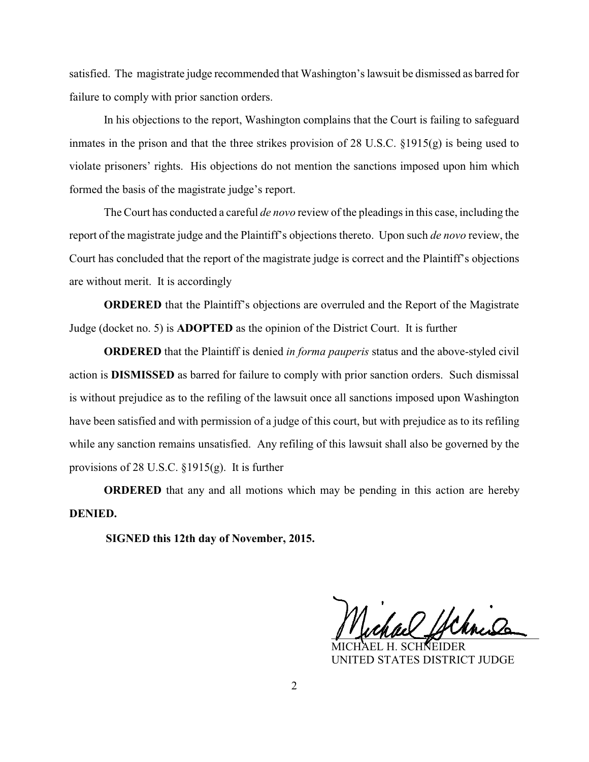satisfied. The magistrate judge recommended that Washington's lawsuit be dismissed as barred for failure to comply with prior sanction orders.

In his objections to the report, Washington complains that the Court is failing to safeguard inmates in the prison and that the three strikes provision of 28 U.S.C. §1915(g) is being used to violate prisoners' rights. His objections do not mention the sanctions imposed upon him which formed the basis of the magistrate judge's report.

The Court has conducted a careful *de novo* review of the pleadings in this case, including the report of the magistrate judge and the Plaintiff's objections thereto. Upon such *de novo* review, the Court has concluded that the report of the magistrate judge is correct and the Plaintiff's objections are without merit. It is accordingly

**ORDERED** that the Plaintiff's objections are overruled and the Report of the Magistrate Judge (docket no. 5) is **ADOPTED** as the opinion of the District Court. It is further

**ORDERED** that the Plaintiff is denied *in forma pauperis* status and the above-styled civil action is **DISMISSED** as barred for failure to comply with prior sanction orders. Such dismissal is without prejudice as to the refiling of the lawsuit once all sanctions imposed upon Washington have been satisfied and with permission of a judge of this court, but with prejudice as to its refiling while any sanction remains unsatisfied. Any refiling of this lawsuit shall also be governed by the provisions of 28 U.S.C. §1915(g). It is further

**ORDERED** that any and all motions which may be pending in this action are hereby **DENIED.**

**SIGNED this 12th day of November, 2015.**

MICHAEL H. SCHNEIDER
UNITED STATES DISTRICT JUDGE